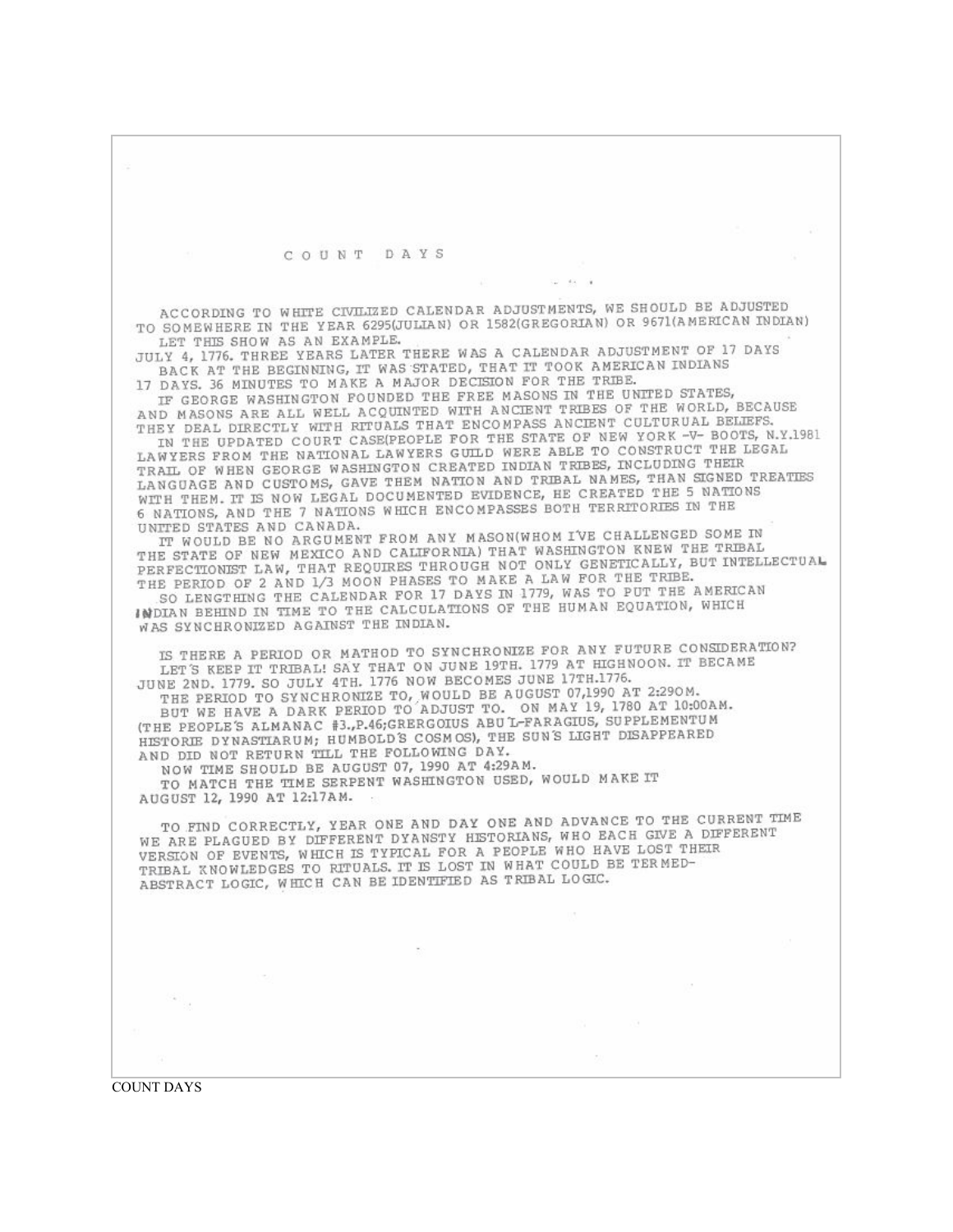# COUNT DAYS

ACCORDING TO WHITE CIVILIZED CALENDAR ADJUSTMENTS, WE SHOULD BE ADJUSTED TO SOMEWHERE IN THE YEAR 6295(JULIAN) OR 1582(GREGORIAN) OR 9671(AMERICAN INDIAN)

LET THIS SHOW AS AN EXAMPLE.

JULY 4, 1776. THREE YEARS LATER THERE WAS A CALENDAR ADJUSTMENT OF 17 DAYS

BACK AT THE BEGINNING, IT WAS STATED, THAT IT TOOK AMERICAN INDIANS 17 DAYS. 36 MINUTES TO MAKE A MAJOR DECISION FOR THE TRIBE.

IF GEORGE WASHINGTON FOUNDED THE FREE MASONS IN THE UNITED STATES, AND MASONS ARE ALL WELL ACQUINTED WITH ANCIENT TRIBES OF THE WORLD, BECAUSE THEY DEAL DIRECTLY WITH RITUALS THAT ENCOMPASS ANCIENT CULTURUAL BELIEFS.

IN THE UPDATED COURT CASE(PEOPLE FOR THE STATE OF NEW YORK -V- BOOTS, N.Y.1981 LAWYERS FROM THE NATIONAL LAWYERS GUILD WERE ABLE TO CONSTRUCT THE LEGAL TRAIL OF WHEN GEORGE WASHINGTON CREATED INDIAN TRIBES, INCLUDING THEIR LANGUAGE AND CUSTOMS, GAVE THEM NATION AND TRIBAL NAMES, THAN SIGNED TREATIES WITH THEM. IT IS NOW LEGAL DOCUMENTED EVIDENCE, HE CREATED THE 5 NATIONS 6 NATIONS, AND THE 7 NATIONS WHICH ENCOMPASSES BOTH TERRITORIES IN THE UNITED STATES AND CANADA.

IT WOULD BE NO ARGUMENT FROM ANY MASON(WHOM I'VE CHALLENGED SOME IN THE STATE OF NEW MEXICO AND CALIFORNIA) THAT WASHINGTON KNEW THE TRIBAL PERFECTIONIST LAW, THAT REQUIRES THROUGH NOT ONLY GENETICALLY, BUT INTELLECTUAL THE PERIOD OF 2 AND 1/3 MOON PHASES TO MAKE A LAW FOR THE TRIBE.

SO LENGTHING THE CALENDAR FOR 17 DAYS IN 1779, WAS TO PUT THE AMERICAN INDIAN BEHIND IN TIME TO THE CALCULATIONS OF THE HUMAN EQUATION, WHICH WAS SYNCHRONIZED AGAINST THE INDIAN.

IS THERE A PERIOD OR MATHOD TO SYNCHRONIZE FOR ANY FUTURE CONSIDERATION?

LET'S KEEP IT TRIBAL! SAY THAT ON JUNE 19TH. 1779 AT HIGHNOON. IT BECAME JUNE 2ND. 1779. SO JULY 4TH. 1776 NOW BECOMES JUNE 17TH.1776.

THE PERIOD TO SYNCHRONIZE TO, WOULD BE AUGUST 07,1990 AT 2:29OM.

BUT WE HAVE A DARK PERIOD TO ADJUST TO. ON MAY 19, 1780 AT 10:00AM. (THE PEOPLE'S ALMANAC #3.,P.46;GRERGOIUS ABU'L-FARAGIUS, SUPPLEMENTUM HISTORIE DYNASTIARUM; HUMBOLD'S COSMOS), THE SUN'S LIGHT DISAPPEARED AND DID NOT RETURN TILL THE FOLLOWING DAY.

NOW TIME SHOULD BE AUGUST 07, 1990 AT 4:29AM.

TO MATCH THE TIME SERPENT WASHINGTON USED, WOULD MAKE IT AUGUST 12, 1990 AT 12:17AM.

TO FIND CORRECTLY, YEAR ONE AND DAY ONE AND ADVANCE TO THE CURRENT TIME WE ARE PLAGUED BY DIFFERENT DYANSTY HISTORIANS, WHO EACH GIVE A DIFFERENT VERSION OF EVENTS, WHICH IS TYPICAL FOR A PEOPLE WHO HAVE LOST THEIR TRIBAL KNOWLEDGES TO RITUALS. IT IS LOST IN WHAT COULD BE TERMED-ABSTRACT LOGIC, WHICH CAN BE IDENTIFIED AS TRIBAL LOGIC.

COUNT DAYS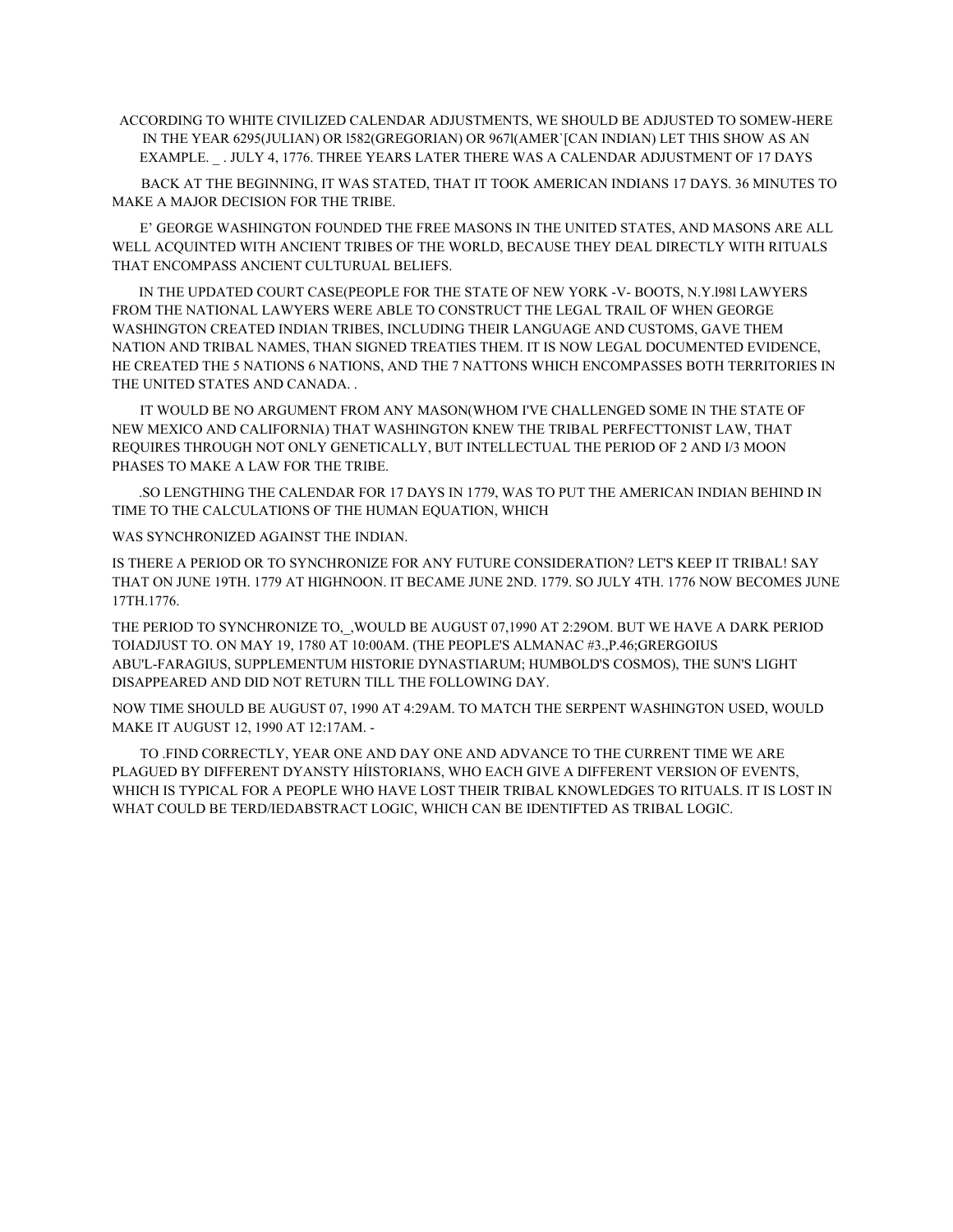ACCORDING TO WHITE CIVILIZED CALENDAR ADJUSTMENTS, WE SHOULD BE ADJUSTED TO SOMEW-HERE IN THE YEAR 6295(JULIAN) OR l582(GREGORIAN) OR 967l(AMER`[CAN INDIAN) LET THIS SHOW AS AN EXAMPLE. _ . JULY 4, 1776. THREE YEARS LATER THERE WAS A CALENDAR ADJUSTMENT OF 17 DAYS

BACK AT THE BEGINNING, IT WAS STATED, THAT IT TOOK AMERICAN INDIANS 17 DAYS. 36 MINUTES TO MAKE A MAJOR DECISION FOR THE TRIBE.

E' GEORGE WASHINGTON FOUNDED THE FREE MASONS IN THE UNITED STATES, AND MASONS ARE ALL WELL ACQUINTED WITH ANCIENT TRIBES OF THE WORLD, BECAUSE THEY DEAL DIRECTLY WITH RITUALS THAT ENCOMPASS ANCIENT CULTURUAL BELIEFS.

IN THE UPDATED COURT CASE(PEOPLE FOR THE STATE OF NEW YORK -V- BOOTS, N.Y.l98l LAWYERS FROM THE NATIONAL LAWYERS WERE ABLE TO CONSTRUCT THE LEGAL TRAIL OF WHEN GEORGE WASHINGTON CREATED INDIAN TRIBES, INCLUDING THEIR LANGUAGE AND CUSTOMS, GAVE THEM NATION AND TRIBAL NAMES, THAN SIGNED TREATIES THEM. IT IS NOW LEGAL DOCUMENTED EVIDENCE, HE CREATED THE 5 NATIONS 6 NATIONS, AND THE 7 NATTONS WHICH ENCOMPASSES BOTH TERRITORIES IN THE UNITED STATES AND CANADA. .

IT WOULD BE NO ARGUMENT FROM ANY MASON(WHOM I'VE CHALLENGED SOME IN THE STATE OF NEW MEXICO AND CALIFORNIA) THAT WASHINGTON KNEW THE TRIBAL PERFECTTONIST LAW, THAT REQUIRES THROUGH NOT ONLY GENETICALLY, BUT INTELLECTUAL THE PERIOD OF 2 AND I/3 MOON PHASES TO MAKE A LAW FOR THE TRIBE.

.SO LENGTHING THE CALENDAR FOR 17 DAYS IN 1779, WAS TO PUT THE AMERICAN INDIAN BEHIND IN TIME TO THE CALCULATIONS OF THE HUMAN EQUATION, WHICH

WAS SYNCHRONIZED AGAINST THE INDIAN.

IS THERE A PERIOD OR TO SYNCHRONIZE FOR ANY FUTURE CONSIDERATION? LET'S KEEP IT TRIBAL! SAY THAT ON JUNE 19TH. 1779 AT HIGHNOON. IT BECAME JUNE 2ND. 1779. SO JULY 4TH. 1776 NOW BECOMES JUNE 17TH.1776.

THE PERIOD TO SYNCHRONIZE TO,_,WOULD BE AUGUST 07,1990 AT 2:29OM. BUT WE HAVE A DARK PERIOD TOIADJUST TO. ON MAY 19, 1780 AT 10:00AM. (THE PEOPLE'S ALMANAC #3.,P.46;GRERGOIUS ABU'L-FARAGIUS, SUPPLEMENTUM HISTORIE DYNASTIARUM; HUMBOLD'S COSMOS), THE SUN'S LIGHT DISAPPEARED AND DID NOT RETURN TILL THE FOLLOWING DAY.

NOW TIME SHOULD BE AUGUST 07, 1990 AT 4:29AM. TO MATCH THE SERPENT WASHINGTON USED, WOULD MAKE IT AUGUST 12, 1990 AT 12:17AM. -

TO .FIND CORRECTLY, YEAR ONE AND DAY ONE AND ADVANCE TO THE CURRENT TIME WE ARE PLAGUED BY DIFFERENT DYANSTY HÍISTORIANS, WHO EACH GIVE A DIFFERENT VERSION OF EVENTS, WHICH IS TYPICAL FOR A PEOPLE WHO HAVE LOST THEIR TRIBAL KNOWLEDGES TO RITUALS. IT IS LOST IN WHAT COULD BE TERD/IEDABSTRACT LOGIC, WHICH CAN BE IDENTIFTED AS TRIBAL LOGIC.